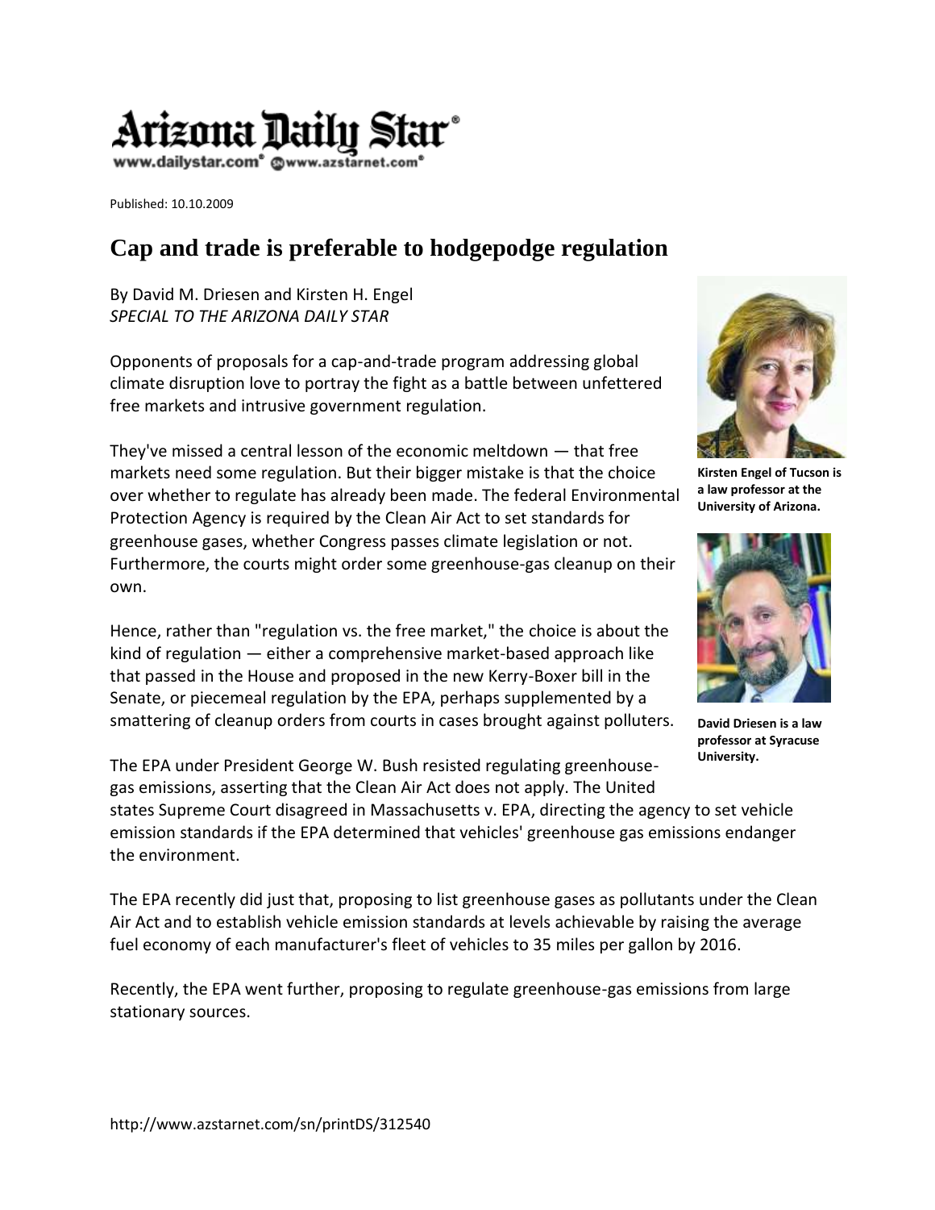Arizona Daily Star
www.dailystar.com www.azstarnet.com

Published: 10.10.2009

# Cap and trade is preferable to hodgepodge regulation

By David M. Driesen and Kirsten H. Engel
*SPECIAL TO THE ARIZONA DAILY STAR*

**Kirsten Engel of Tucson is a law professor at the University of Arizona.**

**David Driesen is a law professor at Syracuse University.**

Opponents of proposals for a cap-and-trade program addressing global climate disruption love to portray the fight as a battle between unfettered free markets and intrusive government regulation.

They've missed a central lesson of the economic meltdown — that free markets need some regulation. But their bigger mistake is that the choice over whether to regulate has already been made. The federal Environmental Protection Agency is required by the Clean Air Act to set standards for greenhouse gases, whether Congress passes climate legislation or not. Furthermore, the courts might order some greenhouse-gas cleanup on their own.

Hence, rather than "regulation vs. the free market," the choice is about the kind of regulation — either a comprehensive market-based approach like that passed in the House and proposed in the new Kerry-Boxer bill in the Senate, or piecemeal regulation by the EPA, perhaps supplemented by a smattering of cleanup orders from courts in cases brought against polluters.

The EPA under President George W. Bush resisted regulating greenhouse-gas emissions, asserting that the Clean Air Act does not apply. The United states Supreme Court disagreed in Massachusetts v. EPA, directing the agency to set vehicle emission standards if the EPA determined that vehicles' greenhouse gas emissions endanger the environment.

The EPA recently did just that, proposing to list greenhouse gases as pollutants under the Clean Air Act and to establish vehicle emission standards at levels achievable by raising the average fuel economy of each manufacturer's fleet of vehicles to 35 miles per gallon by 2016.

Recently, the EPA went further, proposing to regulate greenhouse-gas emissions from large stationary sources.

http://www.azstarnet.com/sn/printDS/312540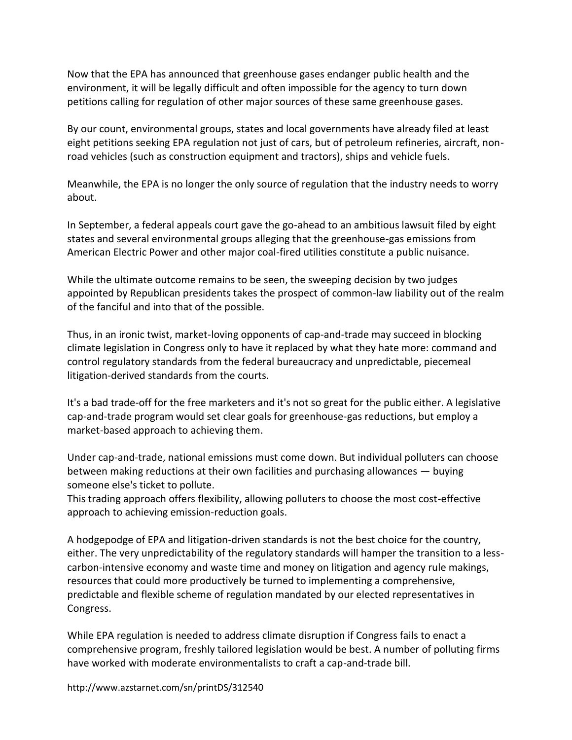Now that the EPA has announced that greenhouse gases endanger public health and the environment, it will be legally difficult and often impossible for the agency to turn down petitions calling for regulation of other major sources of these same greenhouse gases.

By our count, environmental groups, states and local governments have already filed at least eight petitions seeking EPA regulation not just of cars, but of petroleum refineries, aircraft, non-road vehicles (such as construction equipment and tractors), ships and vehicle fuels.

Meanwhile, the EPA is no longer the only source of regulation that the industry needs to worry about.

In September, a federal appeals court gave the go-ahead to an ambitious lawsuit filed by eight states and several environmental groups alleging that the greenhouse-gas emissions from American Electric Power and other major coal-fired utilities constitute a public nuisance.

While the ultimate outcome remains to be seen, the sweeping decision by two judges appointed by Republican presidents takes the prospect of common-law liability out of the realm of the fanciful and into that of the possible.

Thus, in an ironic twist, market-loving opponents of cap-and-trade may succeed in blocking climate legislation in Congress only to have it replaced by what they hate more: command and control regulatory standards from the federal bureaucracy and unpredictable, piecemeal litigation-derived standards from the courts.

It's a bad trade-off for the free marketers and it's not so great for the public either. A legislative cap-and-trade program would set clear goals for greenhouse-gas reductions, but employ a market-based approach to achieving them.

Under cap-and-trade, national emissions must come down. But individual polluters can choose between making reductions at their own facilities and purchasing allowances — buying someone else's ticket to pollute.
This trading approach offers flexibility, allowing polluters to choose the most cost-effective approach to achieving emission-reduction goals.

A hodgepodge of EPA and litigation-driven standards is not the best choice for the country, either. The very unpredictability of the regulatory standards will hamper the transition to a less-carbon-intensive economy and waste time and money on litigation and agency rule makings, resources that could more productively be turned to implementing a comprehensive, predictable and flexible scheme of regulation mandated by our elected representatives in Congress.

While EPA regulation is needed to address climate disruption if Congress fails to enact a comprehensive program, freshly tailored legislation would be best. A number of polluting firms have worked with moderate environmentalists to craft a cap-and-trade bill.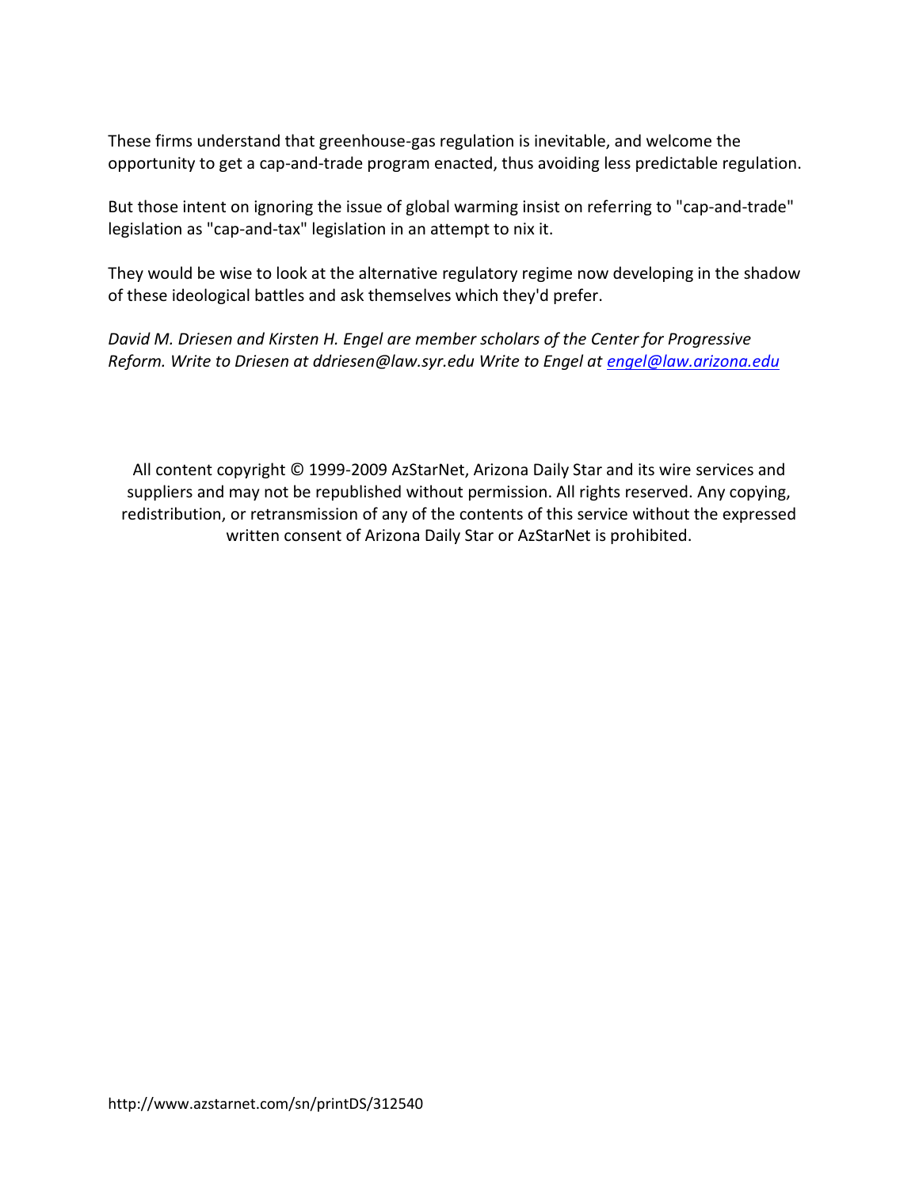These firms understand that greenhouse-gas regulation is inevitable, and welcome the opportunity to get a cap-and-trade program enacted, thus avoiding less predictable regulation.

But those intent on ignoring the issue of global warming insist on referring to "cap-and-trade" legislation as "cap-and-tax" legislation in an attempt to nix it.

They would be wise to look at the alternative regulatory regime now developing in the shadow of these ideological battles and ask themselves which they'd prefer.

*David M. Driesen and Kirsten H. Engel are member scholars of the Center for Progressive Reform. Write to Driesen at ddriesen@law.syr.edu Write to Engel at engel@law.arizona.edu*

All content copyright © 1999-2009 AzStarNet, Arizona Daily Star and its wire services and suppliers and may not be republished without permission. All rights reserved. Any copying, redistribution, or retransmission of any of the contents of this service without the expressed written consent of Arizona Daily Star or AzStarNet is prohibited.